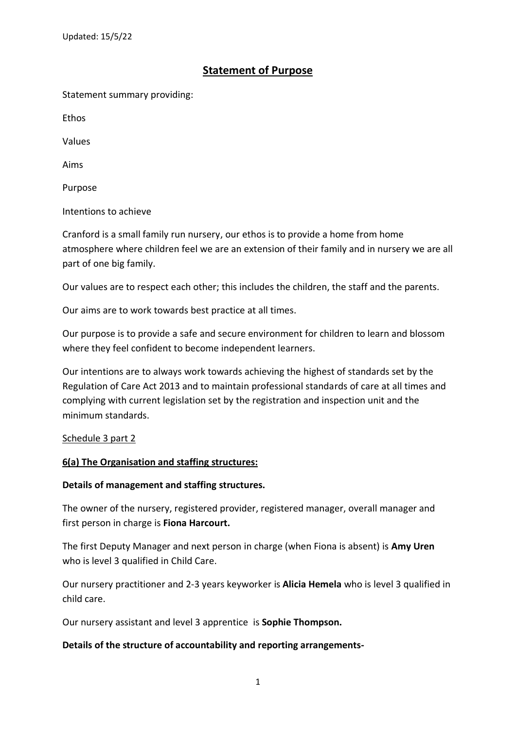Updated: 15/5/22

# Statement of Purpose

Statement summary providing:

Ethos

Values

Aims

Purpose

Intentions to achieve

Cranford is a small family run nursery, our ethos is to provide a home from home atmosphere where children feel we are an extension of their family and in nursery we are all part of one big family.

Our values are to respect each other; this includes the children, the staff and the parents.

Our aims are to work towards best practice at all times.

Our purpose is to provide a safe and secure environment for children to learn and blossom where they feel confident to become independent learners.

Our intentions are to always work towards achieving the highest of standards set by the Regulation of Care Act 2013 and to maintain professional standards of care at all times and complying with current legislation set by the registration and inspection unit and the minimum standards.

Schedule 3 part 2

## 6(a) The Organisation and staffing structures:

**Details of management and staffing structures.**

The owner of the nursery, registered provider, registered manager, overall manager and first person in charge is **Fiona Harcourt.**

The first Deputy Manager and next person in charge (when Fiona is absent) is **Amy Uren** who is level 3 qualified in Child Care.

Our nursery practitioner and 2-3 years keyworker is **Alicia Hemela** who is level 3 qualified in child care.

Our nursery assistant and level 3 apprentice is **Sophie Thompson.**

**Details of the structure of accountability and reporting arrangements-**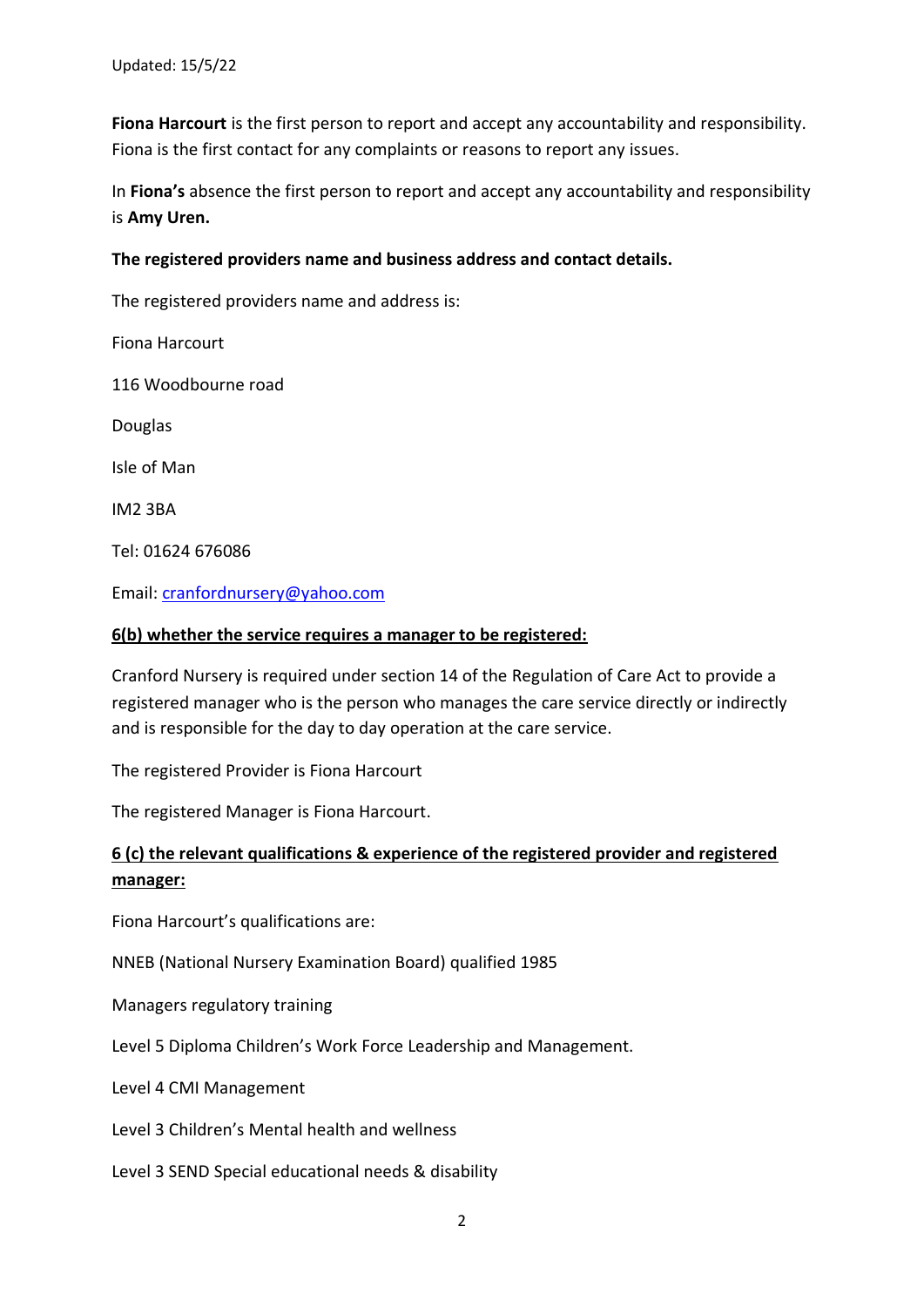Updated: 15/5/22

**Fiona Harcourt** is the first person to report and accept any accountability and responsibility. Fiona is the first contact for any complaints or reasons to report any issues.

In **Fiona's** absence the first person to report and accept any accountability and responsibility is **Amy Uren.**

**The registered providers name and business address and contact details.**

The registered providers name and address is:

Fiona Harcourt

116 Woodbourne road

Douglas

Isle of Man

IM2 3BA

Tel: 01624 676086

Email: cranfordnursery@yahoo.com

**6(b) whether the service requires a manager to be registered:**

Cranford Nursery is required under section 14 of the Regulation of Care Act to provide a registered manager who is the person who manages the care service directly or indirectly and is responsible for the day to day operation at the care service.

The registered Provider is Fiona Harcourt

The registered Manager is Fiona Harcourt.

**6 (c) the relevant qualifications & experience of the registered provider and registered manager:**

Fiona Harcourt's qualifications are:

NNEB (National Nursery Examination Board) qualified 1985

Managers regulatory training

Level 5 Diploma Children's Work Force Leadership and Management.

Level 4 CMI Management

Level 3 Children's Mental health and wellness

Level 3 SEND Special educational needs & disability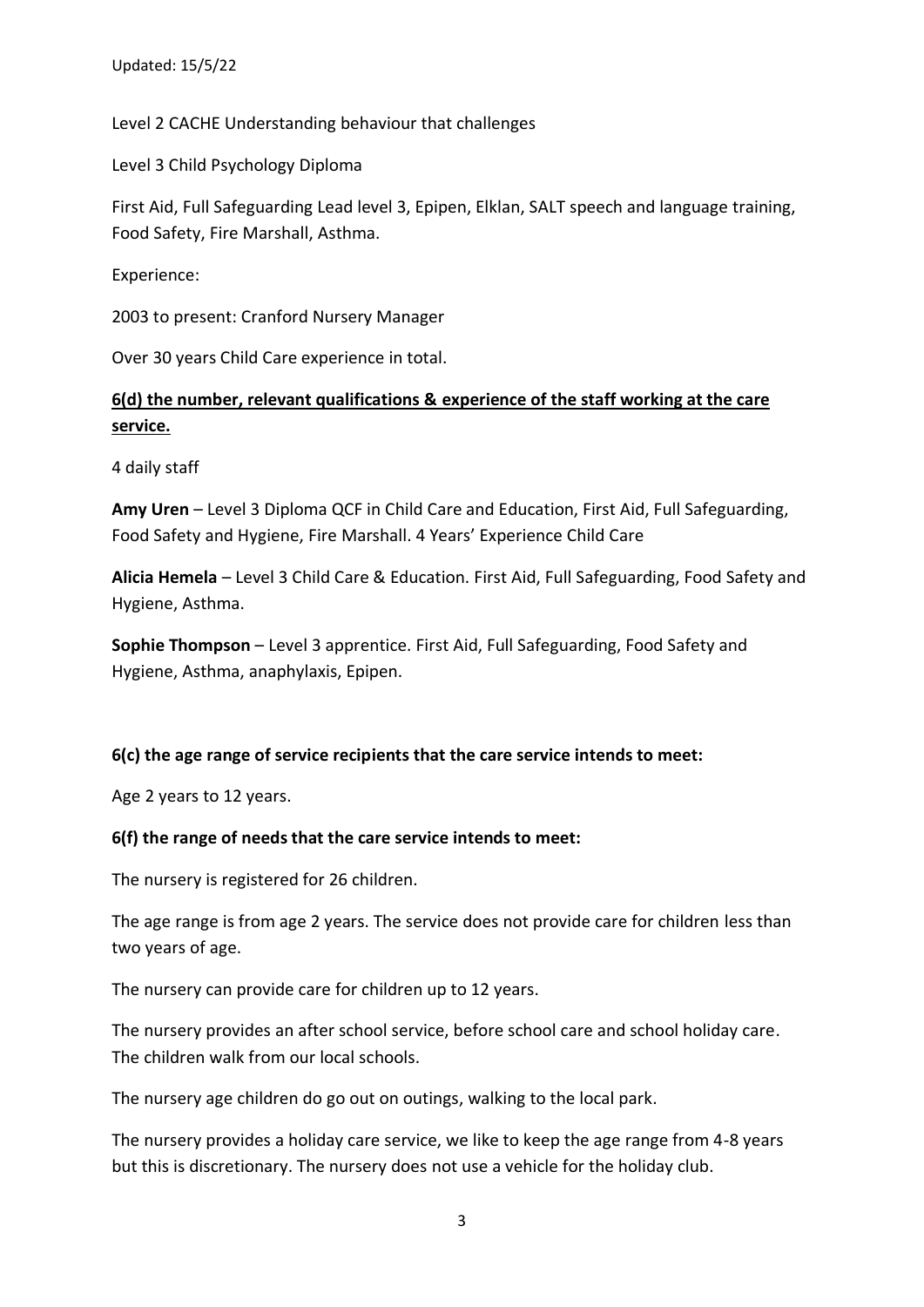Level 2 CACHE Understanding behaviour that challenges

Level 3 Child Psychology Diploma

First Aid, Full Safeguarding Lead level 3, Epipen, Elklan, SALT speech and language training, Food Safety, Fire Marshall, Asthma.

Experience:

2003 to present: Cranford Nursery Manager

Over 30 years Child Care experience in total.

**6(d) the number, relevant qualifications & experience of the staff working at the care service.**

4 daily staff

**Amy Uren** – Level 3 Diploma QCF in Child Care and Education, First Aid, Full Safeguarding, Food Safety and Hygiene, Fire Marshall. 4 Years' Experience Child Care

**Alicia Hemela** – Level 3 Child Care & Education. First Aid, Full Safeguarding, Food Safety and Hygiene, Asthma.

**Sophie Thompson** – Level 3 apprentice. First Aid, Full Safeguarding, Food Safety and Hygiene, Asthma, anaphylaxis, Epipen.

**6(c) the age range of service recipients that the care service intends to meet:**

Age 2 years to 12 years.

**6(f) the range of needs that the care service intends to meet:**

The nursery is registered for 26 children.

The age range is from age 2 years. The service does not provide care for children less than two years of age.

The nursery can provide care for children up to 12 years.

The nursery provides an after school service, before school care and school holiday care. The children walk from our local schools.

The nursery age children do go out on outings, walking to the local park.

The nursery provides a holiday care service, we like to keep the age range from 4-8 years but this is discretionary. The nursery does not use a vehicle for the holiday club.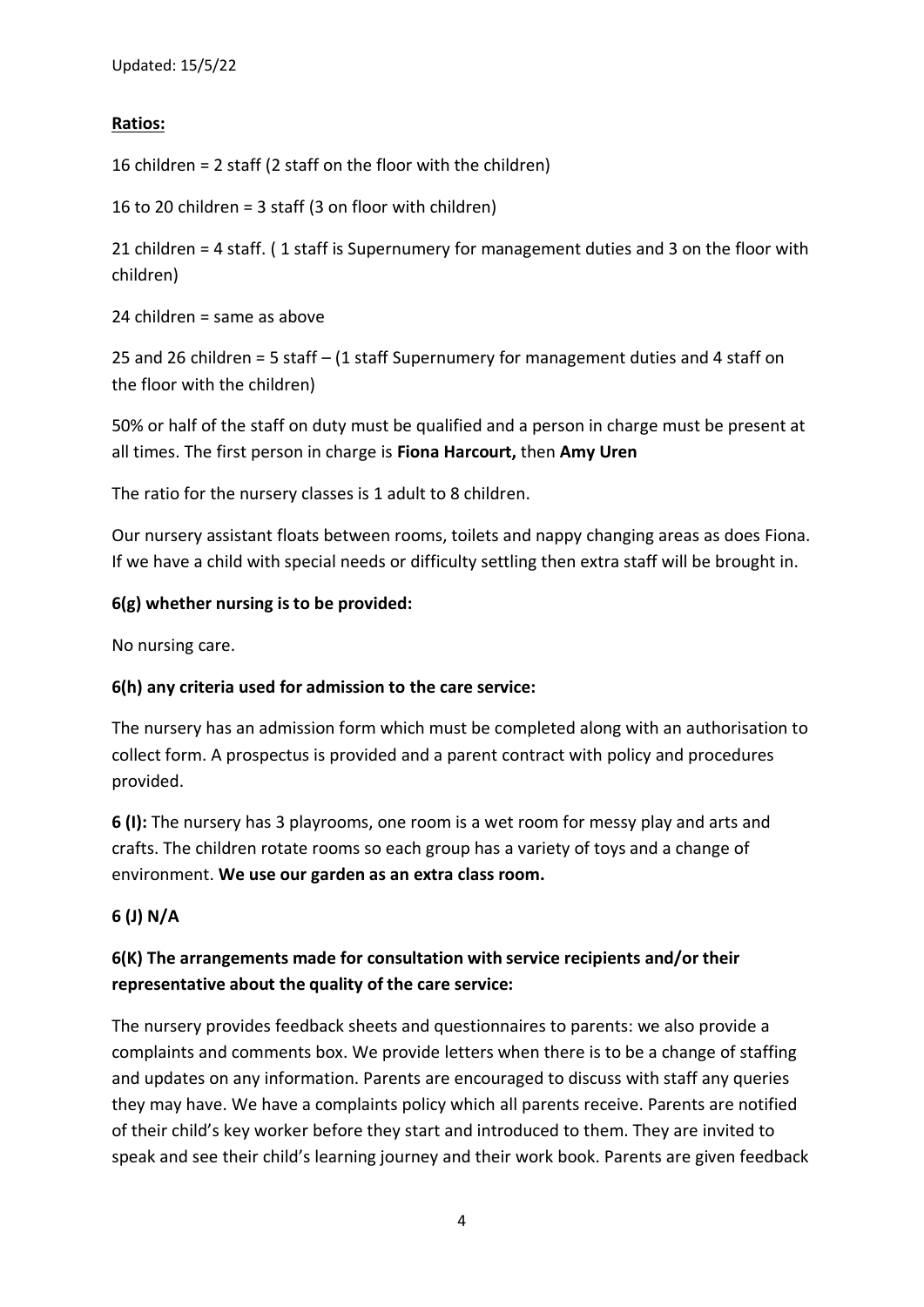Updated: 15/5/22

**Ratios:**

16 children = 2 staff (2 staff on the floor with the children)

16 to 20 children = 3 staff (3 on floor with children)

21 children = 4 staff. ( 1 staff is Supernumery for management duties and 3 on the floor with children)

24 children = same as above

25 and 26 children = 5 staff – (1 staff Supernumery for management duties and 4 staff on the floor with the children)

50% or half of the staff on duty must be qualified and a person in charge must be present at all times. The first person in charge is **Fiona Harcourt,** then **Amy Uren**

The ratio for the nursery classes is 1 adult to 8 children.

Our nursery assistant floats between rooms, toilets and nappy changing areas as does Fiona. If we have a child with special needs or difficulty settling then extra staff will be brought in.

**6(g) whether nursing is to be provided:**

No nursing care.

**6(h) any criteria used for admission to the care service:**

The nursery has an admission form which must be completed along with an authorisation to collect form. A prospectus is provided and a parent contract with policy and procedures provided.

**6 (I):** The nursery has 3 playrooms, one room is a wet room for messy play and arts and crafts. The children rotate rooms so each group has a variety of toys and a change of environment. **We use our garden as an extra class room.**

**6 (J) N/A**

**6(K) The arrangements made for consultation with service recipients and/or their representative about the quality of the care service:**

The nursery provides feedback sheets and questionnaires to parents: we also provide a complaints and comments box. We provide letters when there is to be a change of staffing and updates on any information. Parents are encouraged to discuss with staff any queries they may have. We have a complaints policy which all parents receive. Parents are notified of their child's key worker before they start and introduced to them. They are invited to speak and see their child's learning journey and their work book. Parents are given feedback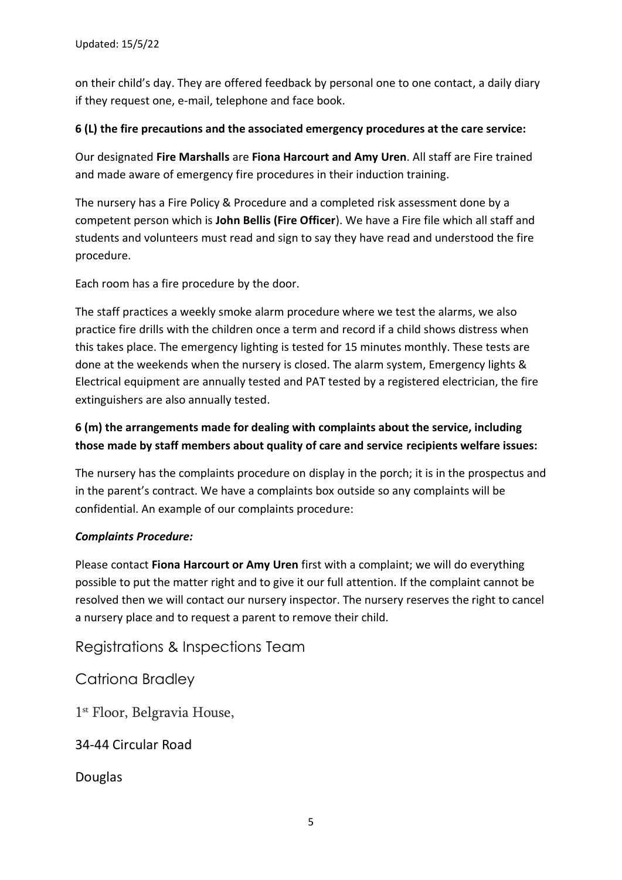on their child's day. They are offered feedback by personal one to one contact, a daily diary if they request one, e-mail, telephone and face book.

**6 (L) the fire precautions and the associated emergency procedures at the care service:**

Our designated **Fire Marshalls** are **Fiona Harcourt and Amy Uren**. All staff are Fire trained and made aware of emergency fire procedures in their induction training.

The nursery has a Fire Policy & Procedure and a completed risk assessment done by a competent person which is **John Bellis (Fire Officer**). We have a Fire file which all staff and students and volunteers must read and sign to say they have read and understood the fire procedure.

Each room has a fire procedure by the door.

The staff practices a weekly smoke alarm procedure where we test the alarms, we also practice fire drills with the children once a term and record if a child shows distress when this takes place. The emergency lighting is tested for 15 minutes monthly. These tests are done at the weekends when the nursery is closed. The alarm system, Emergency lights & Electrical equipment are annually tested and PAT tested by a registered electrician, the fire extinguishers are also annually tested.

**6 (m) the arrangements made for dealing with complaints about the service, including those made by staff members about quality of care and service recipients welfare issues:**

The nursery has the complaints procedure on display in the porch; it is in the prospectus and in the parent's contract. We have a complaints box outside so any complaints will be confidential. An example of our complaints procedure:

***Complaints Procedure:***

Please contact **Fiona Harcourt or Amy Uren** first with a complaint; we will do everything possible to put the matter right and to give it our full attention. If the complaint cannot be resolved then we will contact our nursery inspector. The nursery reserves the right to cancel a nursery place and to request a parent to remove their child.

Registrations & Inspections Team

Catriona Bradley

1st Floor, Belgravia House,

34-44 Circular Road

Douglas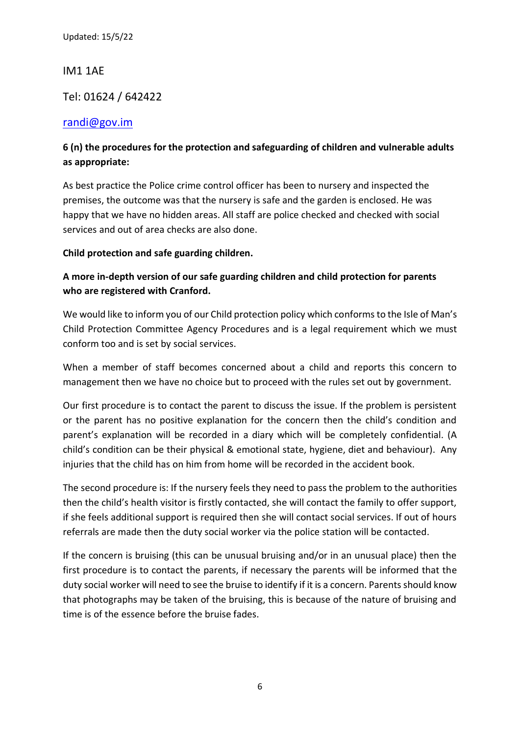Updated: 15/5/22

IM1 1AE

Tel: 01624 / 642422

randi@gov.im

**6 (n) the procedures for the protection and safeguarding of children and vulnerable adults as appropriate:**

As best practice the Police crime control officer has been to nursery and inspected the premises, the outcome was that the nursery is safe and the garden is enclosed. He was happy that we have no hidden areas. All staff are police checked and checked with social services and out of area checks are also done.

**Child protection and safe guarding children.**

**A more in-depth version of our safe guarding children and child protection for parents who are registered with Cranford.**

We would like to inform you of our Child protection policy which conforms to the Isle of Man's Child Protection Committee Agency Procedures and is a legal requirement which we must conform too and is set by social services.

When a member of staff becomes concerned about a child and reports this concern to management then we have no choice but to proceed with the rules set out by government.

Our first procedure is to contact the parent to discuss the issue. If the problem is persistent or the parent has no positive explanation for the concern then the child's condition and parent's explanation will be recorded in a diary which will be completely confidential. (A child's condition can be their physical & emotional state, hygiene, diet and behaviour). Any injuries that the child has on him from home will be recorded in the accident book.

The second procedure is: If the nursery feels they need to pass the problem to the authorities then the child's health visitor is firstly contacted, she will contact the family to offer support, if she feels additional support is required then she will contact social services. If out of hours referrals are made then the duty social worker via the police station will be contacted.

If the concern is bruising (this can be unusual bruising and/or in an unusual place) then the first procedure is to contact the parents, if necessary the parents will be informed that the duty social worker will need to see the bruise to identify if it is a concern. Parents should know that photographs may be taken of the bruising, this is because of the nature of bruising and time is of the essence before the bruise fades.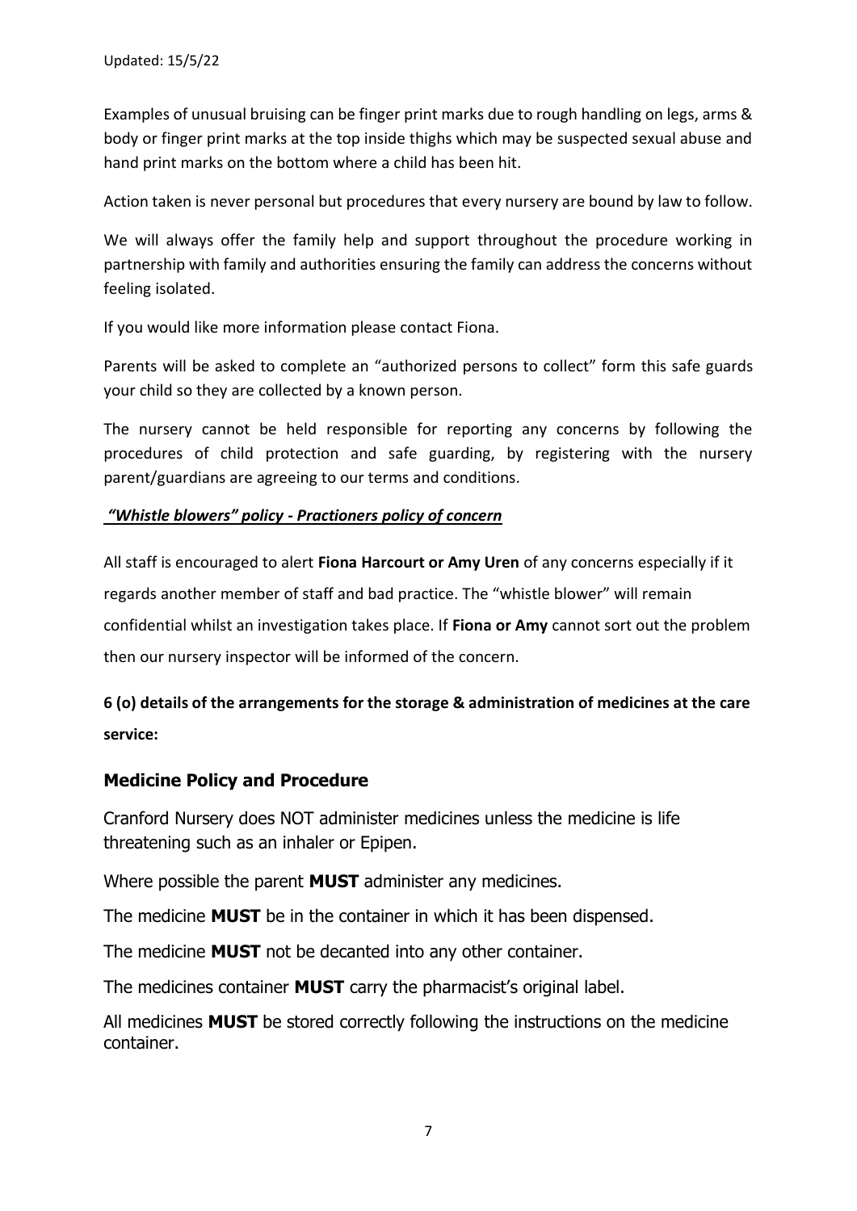Examples of unusual bruising can be finger print marks due to rough handling on legs, arms & body or finger print marks at the top inside thighs which may be suspected sexual abuse and hand print marks on the bottom where a child has been hit.

Action taken is never personal but procedures that every nursery are bound by law to follow.

We will always offer the family help and support throughout the procedure working in partnership with family and authorities ensuring the family can address the concerns without feeling isolated.

If you would like more information please contact Fiona.

Parents will be asked to complete an "authorized persons to collect" form this safe guards your child so they are collected by a known person.

The nursery cannot be held responsible for reporting any concerns by following the procedures of child protection and safe guarding, by registering with the nursery parent/guardians are agreeing to our terms and conditions.

***"Whistle blowers" policy - Practioners policy of concern***

All staff is encouraged to alert **Fiona Harcourt or Amy Uren** of any concerns especially if it regards another member of staff and bad practice. The "whistle blower" will remain confidential whilst an investigation takes place. If **Fiona or Amy** cannot sort out the problem then our nursery inspector will be informed of the concern.

**6 (o) details of the arrangements for the storage & administration of medicines at the care service:**

## Medicine Policy and Procedure

Cranford Nursery does NOT administer medicines unless the medicine is life threatening such as an inhaler or Epipen.

Where possible the parent **MUST** administer any medicines.

The medicine **MUST** be in the container in which it has been dispensed.

The medicine **MUST** not be decanted into any other container.

The medicines container **MUST** carry the pharmacist's original label.

All medicines **MUST** be stored correctly following the instructions on the medicine container.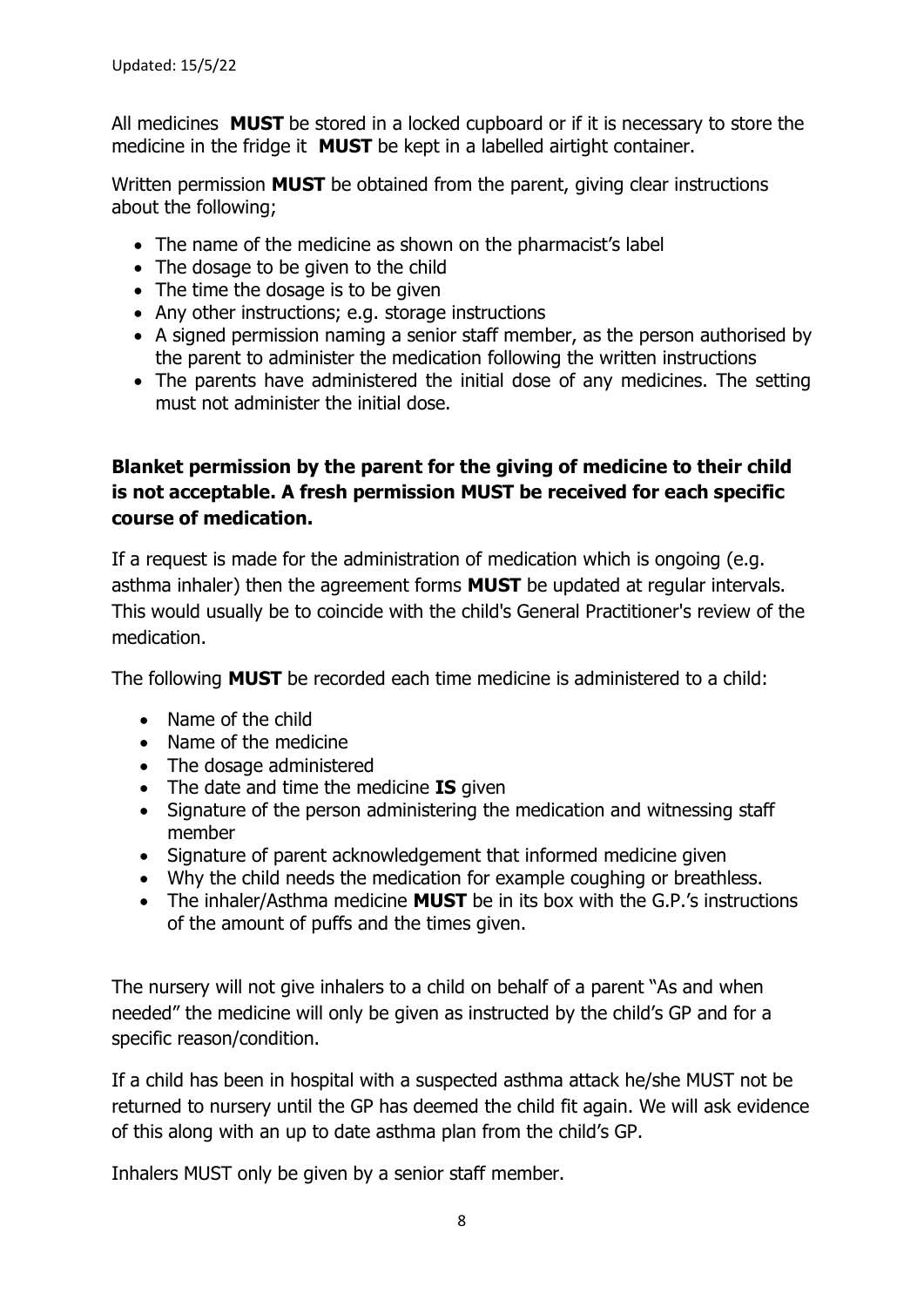All medicines **MUST** be stored in a locked cupboard or if it is necessary to store the medicine in the fridge it **MUST** be kept in a labelled airtight container.

Written permission **MUST** be obtained from the parent, giving clear instructions about the following;

- The name of the medicine as shown on the pharmacist's label
- The dosage to be given to the child
- The time the dosage is to be given
- Any other instructions; e.g. storage instructions
- A signed permission naming a senior staff member, as the person authorised by the parent to administer the medication following the written instructions
- The parents have administered the initial dose of any medicines. The setting must not administer the initial dose.

**Blanket permission by the parent for the giving of medicine to their child is not acceptable. A fresh permission MUST be received for each specific course of medication.**

If a request is made for the administration of medication which is ongoing (e.g. asthma inhaler) then the agreement forms **MUST** be updated at regular intervals. This would usually be to coincide with the child's General Practitioner's review of the medication.

The following **MUST** be recorded each time medicine is administered to a child:

- Name of the child
- Name of the medicine
- The dosage administered
- The date and time the medicine **IS** given
- Signature of the person administering the medication and witnessing staff member
- Signature of parent acknowledgement that informed medicine given
- Why the child needs the medication for example coughing or breathless.
- The inhaler/Asthma medicine **MUST** be in its box with the G.P.'s instructions of the amount of puffs and the times given.

The nursery will not give inhalers to a child on behalf of a parent "As and when needed" the medicine will only be given as instructed by the child's GP and for a specific reason/condition.

If a child has been in hospital with a suspected asthma attack he/she MUST not be returned to nursery until the GP has deemed the child fit again. We will ask evidence of this along with an up to date asthma plan from the child's GP.

Inhalers MUST only be given by a senior staff member.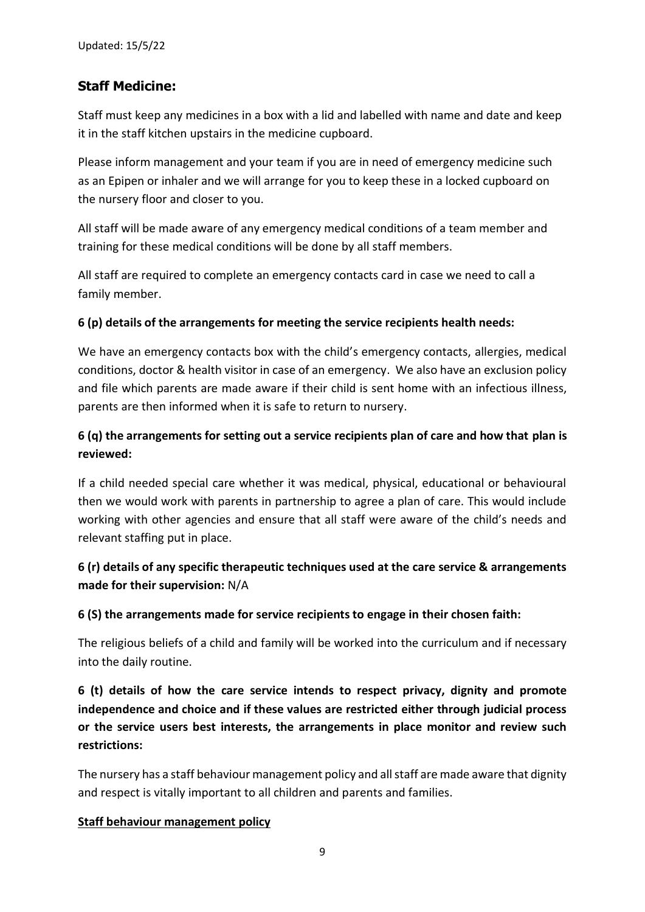## Staff Medicine:

Staff must keep any medicines in a box with a lid and labelled with name and date and keep it in the staff kitchen upstairs in the medicine cupboard.

Please inform management and your team if you are in need of emergency medicine such as an Epipen or inhaler and we will arrange for you to keep these in a locked cupboard on the nursery floor and closer to you.

All staff will be made aware of any emergency medical conditions of a team member and training for these medical conditions will be done by all staff members.

All staff are required to complete an emergency contacts card in case we need to call a family member.

**6 (p) details of the arrangements for meeting the service recipients health needs:**

We have an emergency contacts box with the child's emergency contacts, allergies, medical conditions, doctor & health visitor in case of an emergency. We also have an exclusion policy and file which parents are made aware if their child is sent home with an infectious illness, parents are then informed when it is safe to return to nursery.

**6 (q) the arrangements for setting out a service recipients plan of care and how that plan is reviewed:**

If a child needed special care whether it was medical, physical, educational or behavioural then we would work with parents in partnership to agree a plan of care. This would include working with other agencies and ensure that all staff were aware of the child's needs and relevant staffing put in place.

**6 (r) details of any specific therapeutic techniques used at the care service & arrangements made for their supervision:** N/A

**6 (S) the arrangements made for service recipients to engage in their chosen faith:**

The religious beliefs of a child and family will be worked into the curriculum and if necessary into the daily routine.

**6 (t) details of how the care service intends to respect privacy, dignity and promote independence and choice and if these values are restricted either through judicial process or the service users best interests, the arrangements in place monitor and review such restrictions:**

The nursery has a staff behaviour management policy and all staff are made aware that dignity and respect is vitally important to all children and parents and families.

**Staff behaviour management policy**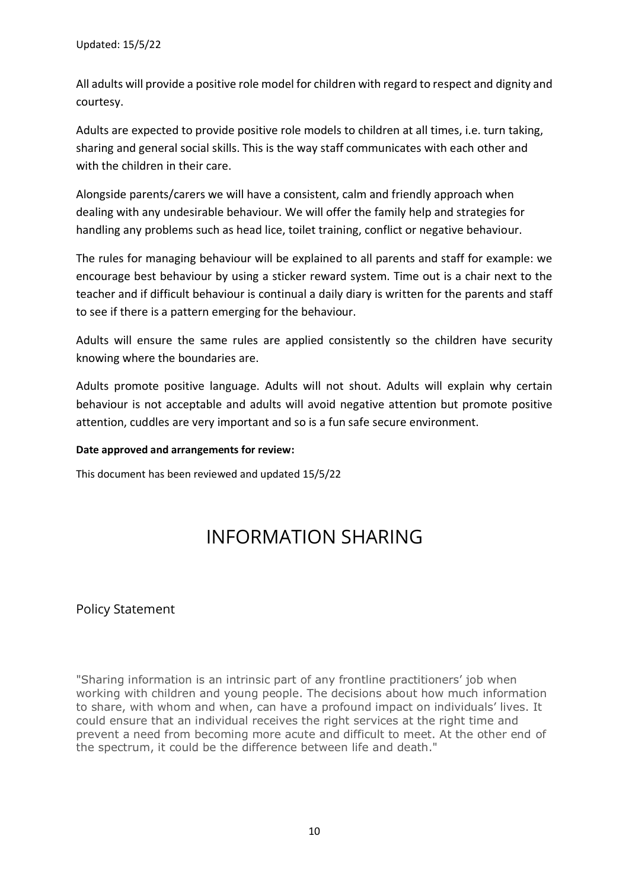All adults will provide a positive role model for children with regard to respect and dignity and courtesy.

Adults are expected to provide positive role models to children at all times, i.e. turn taking, sharing and general social skills. This is the way staff communicates with each other and with the children in their care.

Alongside parents/carers we will have a consistent, calm and friendly approach when dealing with any undesirable behaviour. We will offer the family help and strategies for handling any problems such as head lice, toilet training, conflict or negative behaviour.

The rules for managing behaviour will be explained to all parents and staff for example: we encourage best behaviour by using a sticker reward system. Time out is a chair next to the teacher and if difficult behaviour is continual a daily diary is written for the parents and staff to see if there is a pattern emerging for the behaviour.

Adults will ensure the same rules are applied consistently so the children have security knowing where the boundaries are.

Adults promote positive language. Adults will not shout. Adults will explain why certain behaviour is not acceptable and adults will avoid negative attention but promote positive attention, cuddles are very important and so is a fun safe secure environment.

**Date approved and arrangements for review:**

This document has been reviewed and updated 15/5/22

# INFORMATION SHARING

## Policy Statement

"Sharing information is an intrinsic part of any frontline practitioners' job when working with children and young people. The decisions about how much information to share, with whom and when, can have a profound impact on individuals' lives. It could ensure that an individual receives the right services at the right time and prevent a need from becoming more acute and difficult to meet. At the other end of the spectrum, it could be the difference between life and death."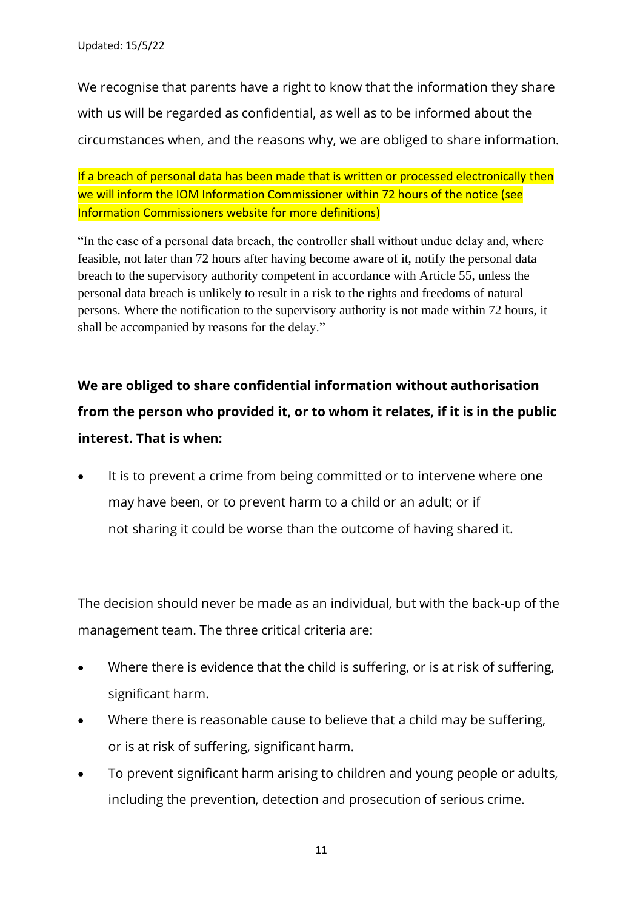We recognise that parents have a right to know that the information they share with us will be regarded as confidential, as well as to be informed about the circumstances when, and the reasons why, we are obliged to share information.

If a breach of personal data has been made that is written or processed electronically then we will inform the IOM Information Commissioner within 72 hours of the notice (see Information Commissioners website for more definitions)

"In the case of a personal data breach, the controller shall without undue delay and, where feasible, not later than 72 hours after having become aware of it, notify the personal data breach to the supervisory authority competent in accordance with Article 55, unless the personal data breach is unlikely to result in a risk to the rights and freedoms of natural persons. Where the notification to the supervisory authority is not made within 72 hours, it shall be accompanied by reasons for the delay."

**We are obliged to share confidential information without authorisation from the person who provided it, or to whom it relates, if it is in the public interest. That is when:**

- It is to prevent a crime from being committed or to intervene where one may have been, or to prevent harm to a child or an adult; or if not sharing it could be worse than the outcome of having shared it.

The decision should never be made as an individual, but with the back-up of the management team. The three critical criteria are:

- Where there is evidence that the child is suffering, or is at risk of suffering, significant harm.
- Where there is reasonable cause to believe that a child may be suffering, or is at risk of suffering, significant harm.
- To prevent significant harm arising to children and young people or adults, including the prevention, detection and prosecution of serious crime.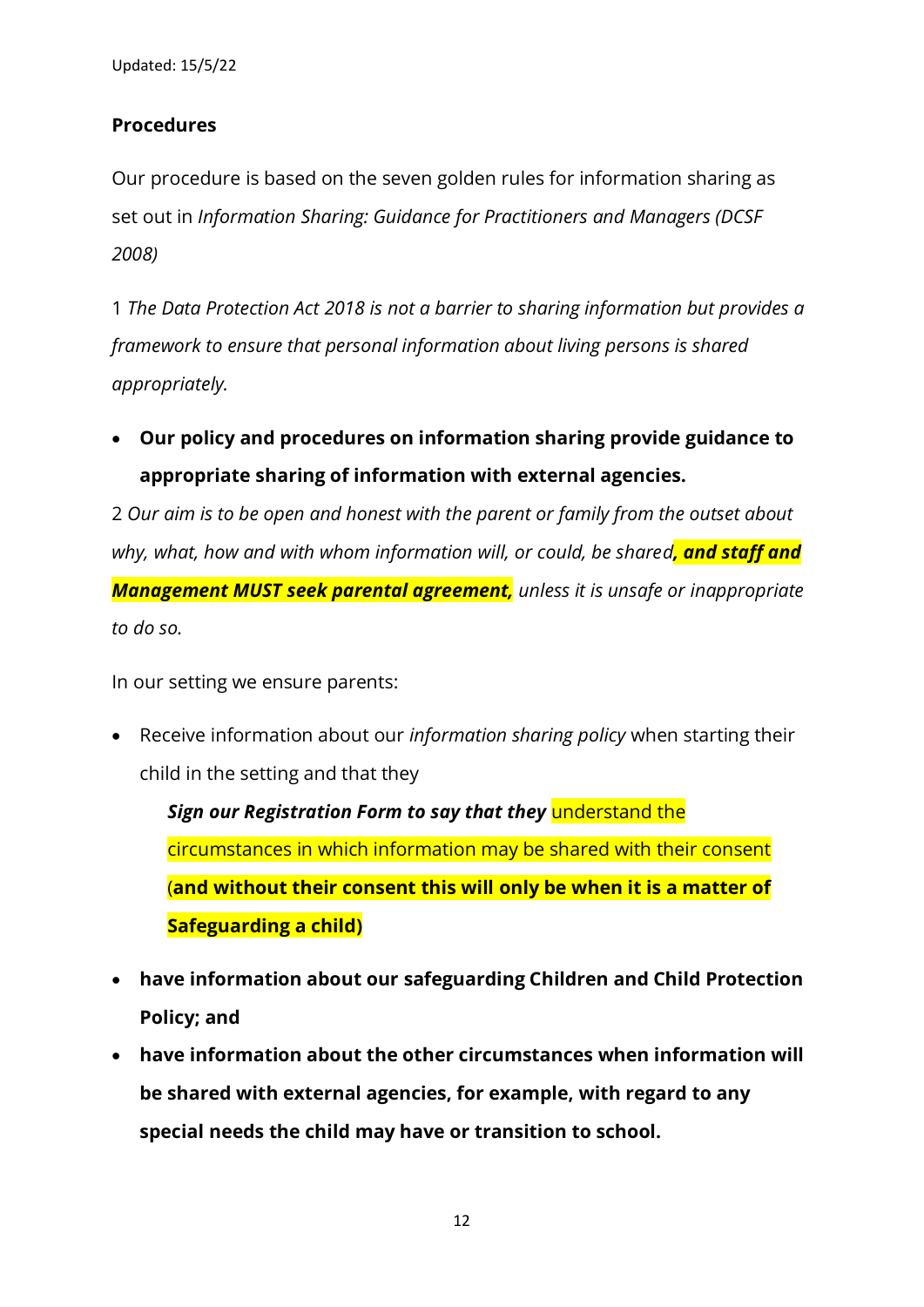Updated: 15/5/22

**Procedures**

Our procedure is based on the seven golden rules for information sharing as set out in *Information Sharing: Guidance for Practitioners and Managers (DCSF 2008)*

1 *The Data Protection Act 2018 is not a barrier to sharing information but provides a framework to ensure that personal information about living persons is shared appropriately.*

- **Our policy and procedures on information sharing provide guidance to appropriate sharing of information with external agencies.**

2 *Our aim is to be open and honest with the parent or family from the outset about why, what, how and with whom information will, or could, be shared**, and staff and Management MUST seek parental agreement,** unless it is unsafe or inappropriate to do so.*

In our setting we ensure parents:

- Receive information about our *information sharing policy* when starting their child in the setting and that they

  ***Sign our Registration Form to say that they*** understand the circumstances in which information may be shared with their consent (**and without their consent this will only be when it is a matter of Safeguarding a child)**

- **have information about our safeguarding Children and Child Protection Policy; and**
- **have information about the other circumstances when information will be shared with external agencies, for example, with regard to any special needs the child may have or transition to school.**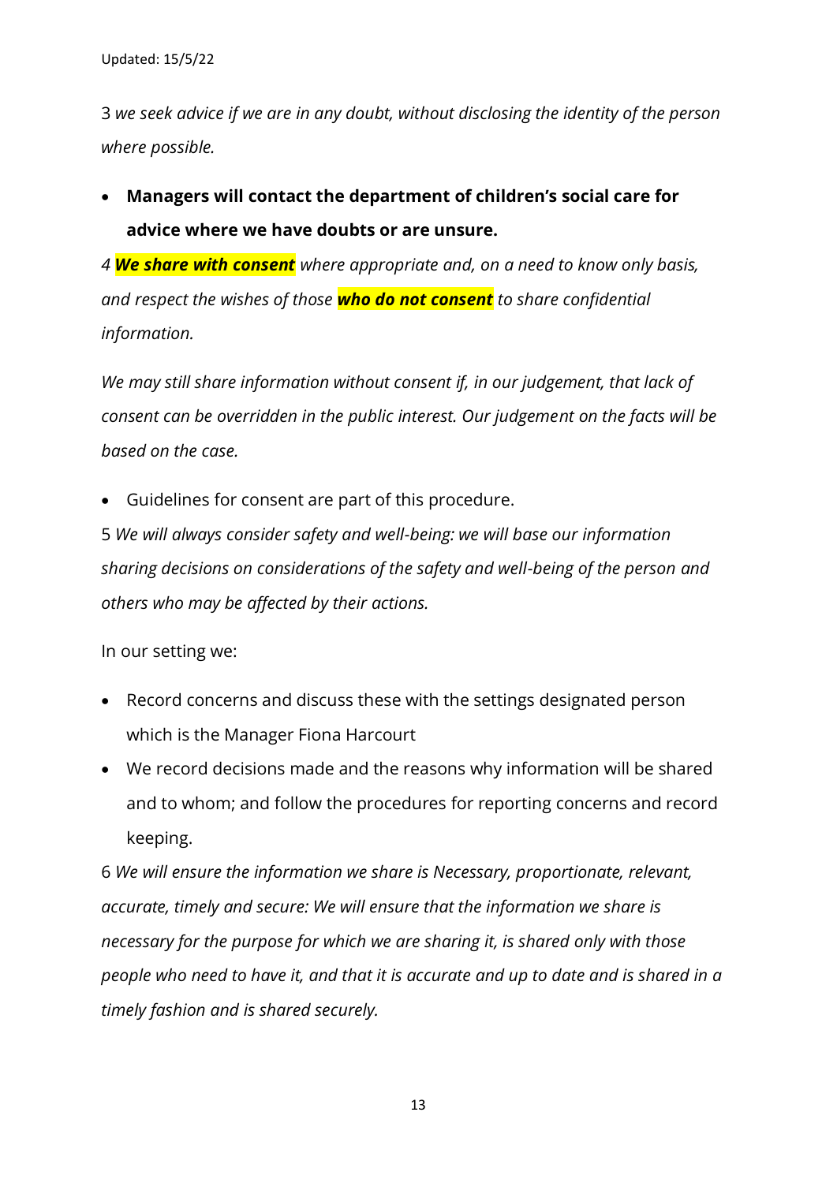3 *we seek advice if we are in any doubt, without disclosing the identity of the person where possible.*

- **Managers will contact the department of children's social care for advice where we have doubts or are unsure.**

*4* ***We share with consent*** *where appropriate and, on a need to know only basis, and respect the wishes of those* ***who do not consent*** *to share confidential information.*

*We may still share information without consent if, in our judgement, that lack of consent can be overridden in the public interest. Our judgement on the facts will be based on the case.*

- Guidelines for consent are part of this procedure.

5 *We will always consider safety and well-being: we will base our information sharing decisions on considerations of the safety and well-being of the person and others who may be affected by their actions.*

In our setting we:

- Record concerns and discuss these with the settings designated person which is the Manager Fiona Harcourt
- We record decisions made and the reasons why information will be shared and to whom; and follow the procedures for reporting concerns and record keeping.

6 *We will ensure the information we share is Necessary, proportionate, relevant, accurate, timely and secure: We will ensure that the information we share is necessary for the purpose for which we are sharing it, is shared only with those people who need to have it, and that it is accurate and up to date and is shared in a timely fashion and is shared securely.*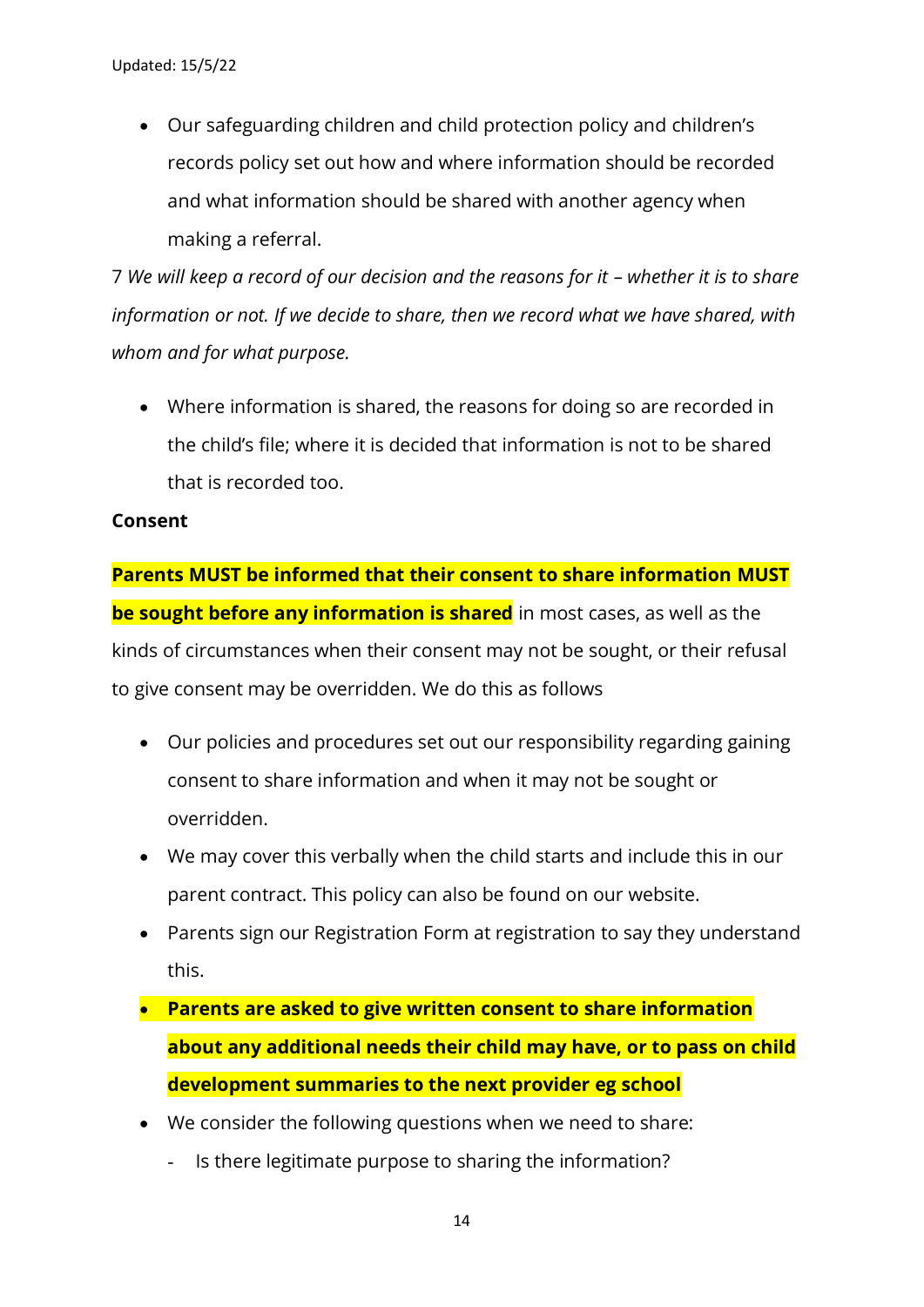- Our safeguarding children and child protection policy and children's records policy set out how and where information should be recorded and what information should be shared with another agency when making a referral.

7 *We will keep a record of our decision and the reasons for it – whether it is to share information or not. If we decide to share, then we record what we have shared, with whom and for what purpose.*

- Where information is shared, the reasons for doing so are recorded in the child's file; where it is decided that information is not to be shared that is recorded too.

**Consent**

**Parents MUST be informed that their consent to share information MUST be sought before any information is shared** in most cases, as well as the kinds of circumstances when their consent may not be sought, or their refusal to give consent may be overridden. We do this as follows

- Our policies and procedures set out our responsibility regarding gaining consent to share information and when it may not be sought or overridden.
- We may cover this verbally when the child starts and include this in our parent contract. This policy can also be found on our website.
- Parents sign our Registration Form at registration to say they understand this.
- **Parents are asked to give written consent to share information about any additional needs their child may have, or to pass on child development summaries to the next provider eg school**
- We consider the following questions when we need to share:
    - Is there legitimate purpose to sharing the information?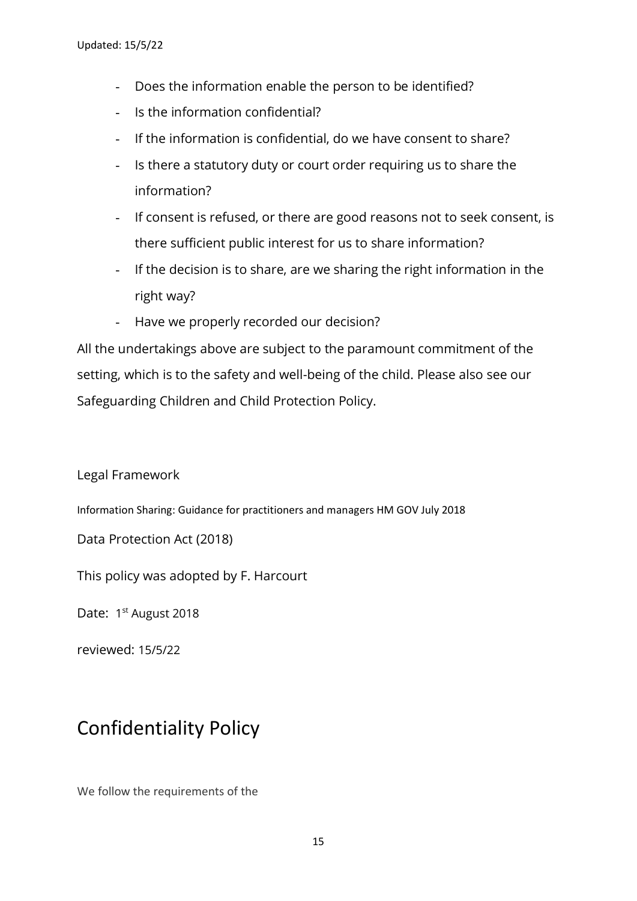- Does the information enable the person to be identified?
- Is the information confidential?
- If the information is confidential, do we have consent to share?
- Is there a statutory duty or court order requiring us to share the information?
- If consent is refused, or there are good reasons not to seek consent, is there sufficient public interest for us to share information?
- If the decision is to share, are we sharing the right information in the right way?
- Have we properly recorded our decision?

All the undertakings above are subject to the paramount commitment of the setting, which is to the safety and well-being of the child. Please also see our Safeguarding Children and Child Protection Policy.

Legal Framework

Information Sharing: Guidance for practitioners and managers HM GOV July 2018

Data Protection Act (2018)

This policy was adopted by F. Harcourt

Date: 1st August 2018

reviewed: 15/5/22

# Confidentiality Policy

We follow the requirements of the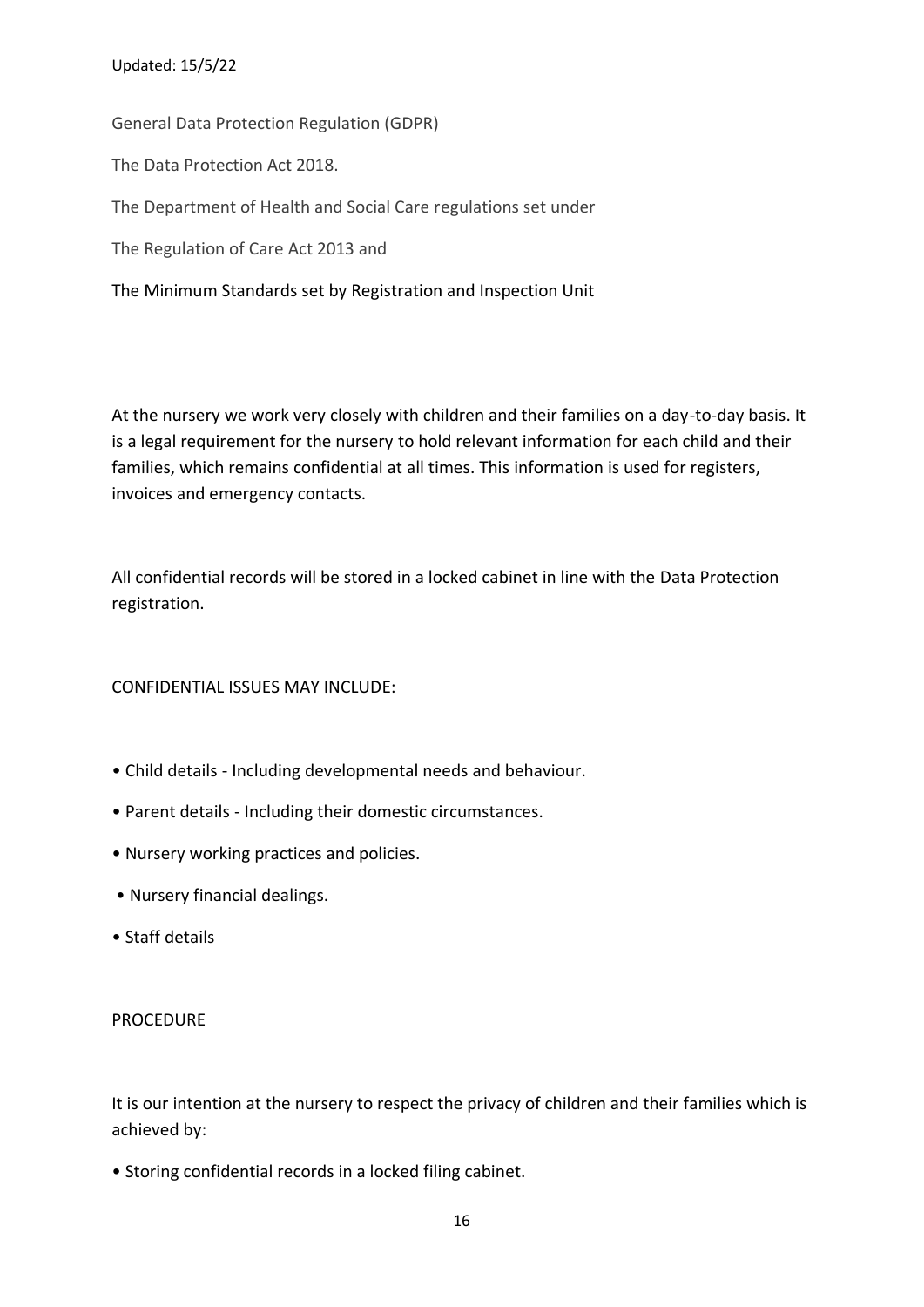Updated: 15/5/22

General Data Protection Regulation (GDPR)

The Data Protection Act 2018.

The Department of Health and Social Care regulations set under

The Regulation of Care Act 2013 and

The Minimum Standards set by Registration and Inspection Unit

At the nursery we work very closely with children and their families on a day-to-day basis. It is a legal requirement for the nursery to hold relevant information for each child and their families, which remains confidential at all times. This information is used for registers, invoices and emergency contacts.

All confidential records will be stored in a locked cabinet in line with the Data Protection registration.

CONFIDENTIAL ISSUES MAY INCLUDE:

- Child details - Including developmental needs and behaviour.
- Parent details - Including their domestic circumstances.
- Nursery working practices and policies.
- Nursery financial dealings.
- Staff details

PROCEDURE

It is our intention at the nursery to respect the privacy of children and their families which is achieved by:

- Storing confidential records in a locked filing cabinet.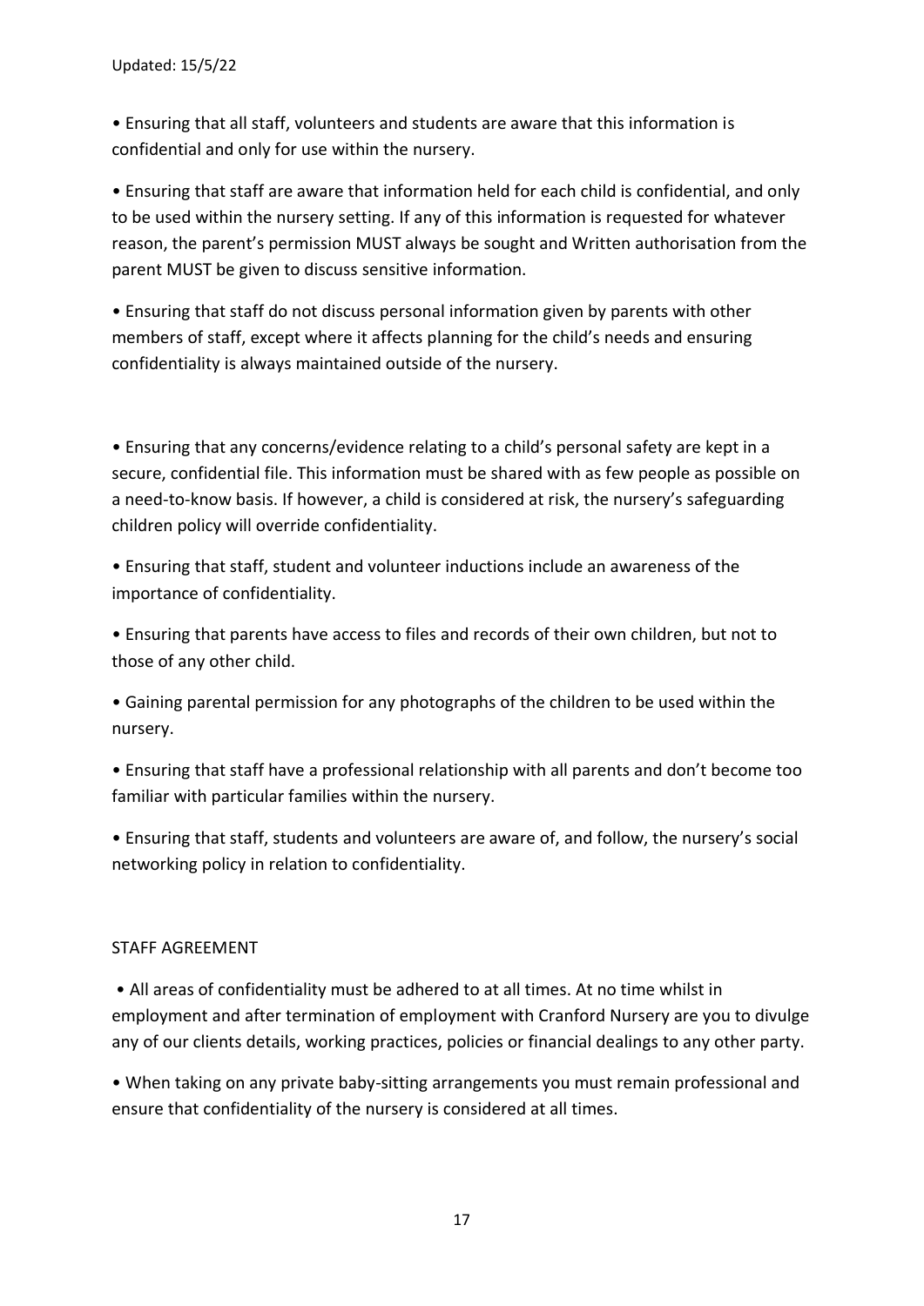• Ensuring that all staff, volunteers and students are aware that this information is confidential and only for use within the nursery.

• Ensuring that staff are aware that information held for each child is confidential, and only to be used within the nursery setting. If any of this information is requested for whatever reason, the parent's permission MUST always be sought and Written authorisation from the parent MUST be given to discuss sensitive information.

• Ensuring that staff do not discuss personal information given by parents with other members of staff, except where it affects planning for the child's needs and ensuring confidentiality is always maintained outside of the nursery.

• Ensuring that any concerns/evidence relating to a child's personal safety are kept in a secure, confidential file. This information must be shared with as few people as possible on a need-to-know basis. If however, a child is considered at risk, the nursery's safeguarding children policy will override confidentiality.

• Ensuring that staff, student and volunteer inductions include an awareness of the importance of confidentiality.

• Ensuring that parents have access to files and records of their own children, but not to those of any other child.

• Gaining parental permission for any photographs of the children to be used within the nursery.

• Ensuring that staff have a professional relationship with all parents and don't become too familiar with particular families within the nursery.

• Ensuring that staff, students and volunteers are aware of, and follow, the nursery's social networking policy in relation to confidentiality.

STAFF AGREEMENT

• All areas of confidentiality must be adhered to at all times. At no time whilst in employment and after termination of employment with Cranford Nursery are you to divulge any of our clients details, working practices, policies or financial dealings to any other party.

• When taking on any private baby-sitting arrangements you must remain professional and ensure that confidentiality of the nursery is considered at all times.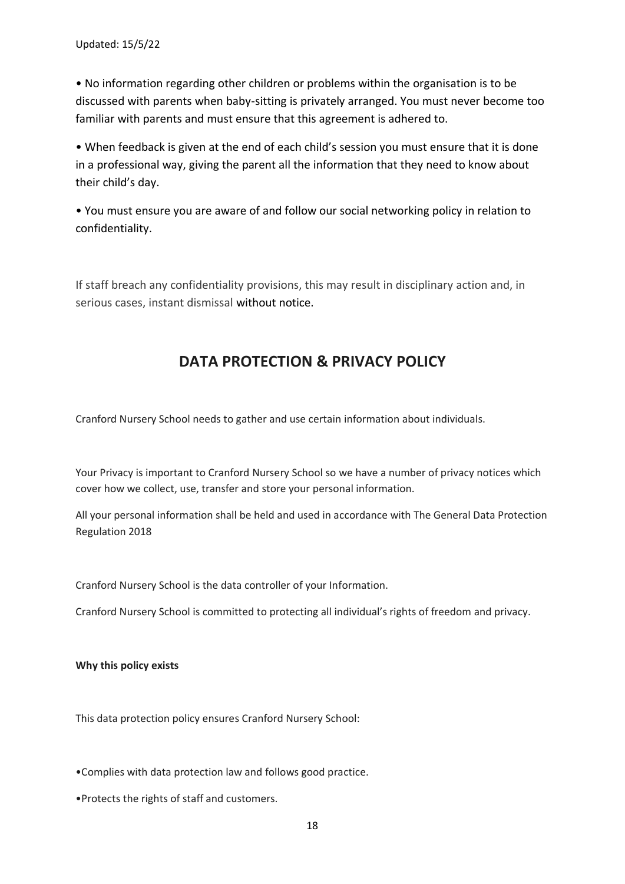Updated: 15/5/22

- No information regarding other children or problems within the organisation is to be discussed with parents when baby-sitting is privately arranged. You must never become too familiar with parents and must ensure that this agreement is adhered to.

- When feedback is given at the end of each child's session you must ensure that it is done in a professional way, giving the parent all the information that they need to know about their child's day.

- You must ensure you are aware of and follow our social networking policy in relation to confidentiality.

If staff breach any confidentiality provisions, this may result in disciplinary action and, in serious cases, instant dismissal without notice.

## DATA PROTECTION & PRIVACY POLICY

Cranford Nursery School needs to gather and use certain information about individuals.

Your Privacy is important to Cranford Nursery School so we have a number of privacy notices which cover how we collect, use, transfer and store your personal information.

All your personal information shall be held and used in accordance with The General Data Protection Regulation 2018

Cranford Nursery School is the data controller of your Information.

Cranford Nursery School is committed to protecting all individual's rights of freedom and privacy.

**Why this policy exists**

This data protection policy ensures Cranford Nursery School:

- Complies with data protection law and follows good practice.
- Protects the rights of staff and customers.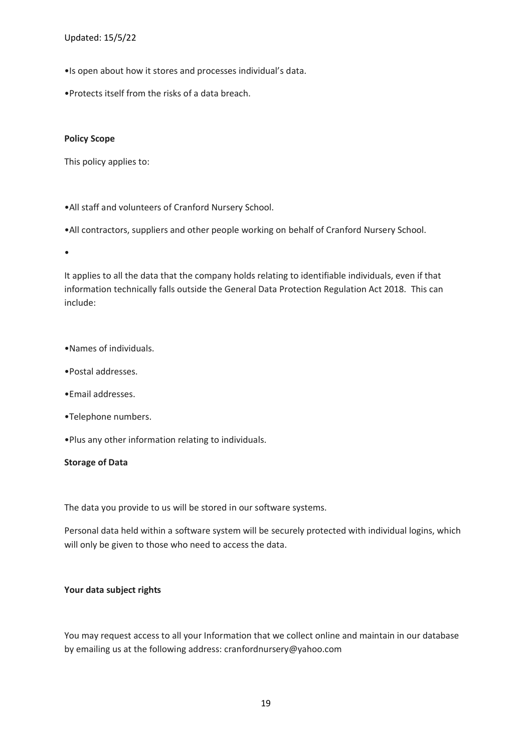Updated: 15/5/22

- Is open about how it stores and processes individual's data.
- Protects itself from the risks of a data breach.

**Policy Scope**

This policy applies to:

- All staff and volunteers of Cranford Nursery School.
- All contractors, suppliers and other people working on behalf of Cranford Nursery School.
- 

It applies to all the data that the company holds relating to identifiable individuals, even if that information technically falls outside the General Data Protection Regulation Act 2018. This can include:

- Names of individuals.
- Postal addresses.
- Email addresses.
- Telephone numbers.
- Plus any other information relating to individuals.

**Storage of Data**

The data you provide to us will be stored in our software systems.

Personal data held within a software system will be securely protected with individual logins, which will only be given to those who need to access the data.

**Your data subject rights**

You may request access to all your Information that we collect online and maintain in our database by emailing us at the following address: cranfordnursery@yahoo.com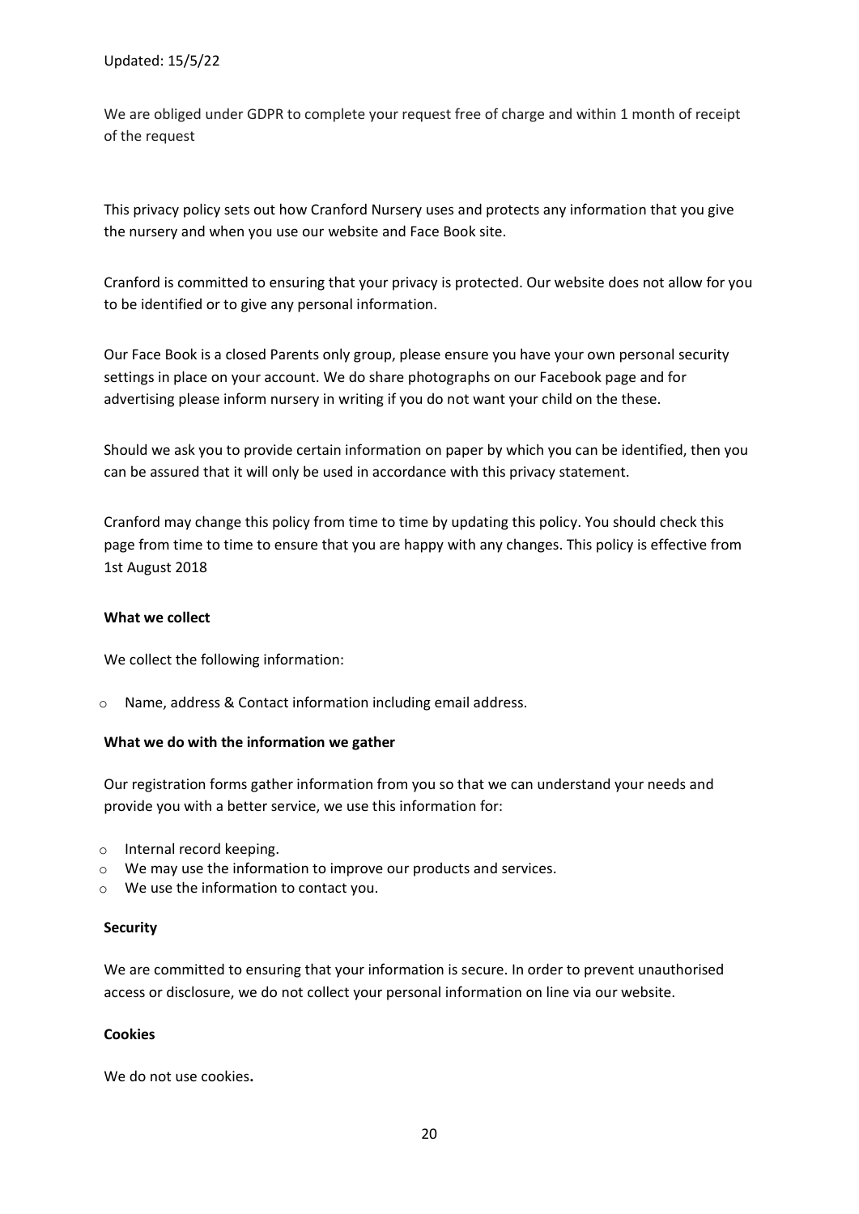Updated: 15/5/22

We are obliged under GDPR to complete your request free of charge and within 1 month of receipt of the request

This privacy policy sets out how Cranford Nursery uses and protects any information that you give the nursery and when you use our website and Face Book site.

Cranford is committed to ensuring that your privacy is protected. Our website does not allow for you to be identified or to give any personal information.

Our Face Book is a closed Parents only group, please ensure you have your own personal security settings in place on your account. We do share photographs on our Facebook page and for advertising please inform nursery in writing if you do not want your child on the these.

Should we ask you to provide certain information on paper by which you can be identified, then you can be assured that it will only be used in accordance with this privacy statement.

Cranford may change this policy from time to time by updating this policy. You should check this page from time to time to ensure that you are happy with any changes. This policy is effective from 1st August 2018

**What we collect**

We collect the following information:

- Name, address & Contact information including email address.

**What we do with the information we gather**

Our registration forms gather information from you so that we can understand your needs and provide you with a better service, we use this information for:

- Internal record keeping.
- We may use the information to improve our products and services.
- We use the information to contact you.

**Security**

We are committed to ensuring that your information is secure. In order to prevent unauthorised access or disclosure, we do not collect your personal information on line via our website.

**Cookies**

We do not use cookies**.**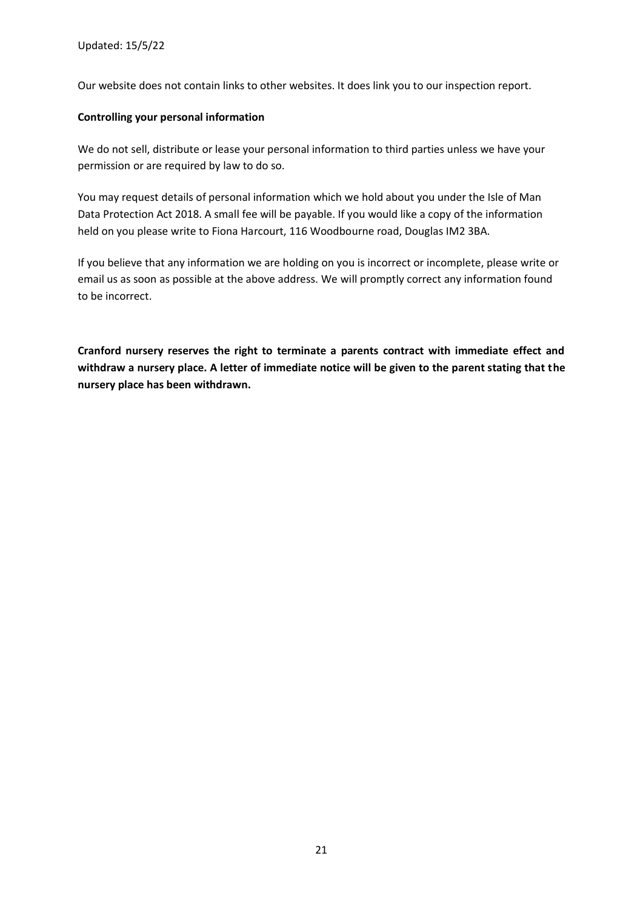Updated: 15/5/22

Our website does not contain links to other websites. It does link you to our inspection report.

**Controlling your personal information**

We do not sell, distribute or lease your personal information to third parties unless we have your permission or are required by law to do so.

You may request details of personal information which we hold about you under the Isle of Man Data Protection Act 2018. A small fee will be payable. If you would like a copy of the information held on you please write to Fiona Harcourt, 116 Woodbourne road, Douglas IM2 3BA.

If you believe that any information we are holding on you is incorrect or incomplete, please write or email us as soon as possible at the above address. We will promptly correct any information found to be incorrect.

**Cranford nursery reserves the right to terminate a parents contract with immediate effect and withdraw a nursery place. A letter of immediate notice will be given to the parent stating that the nursery place has been withdrawn.**